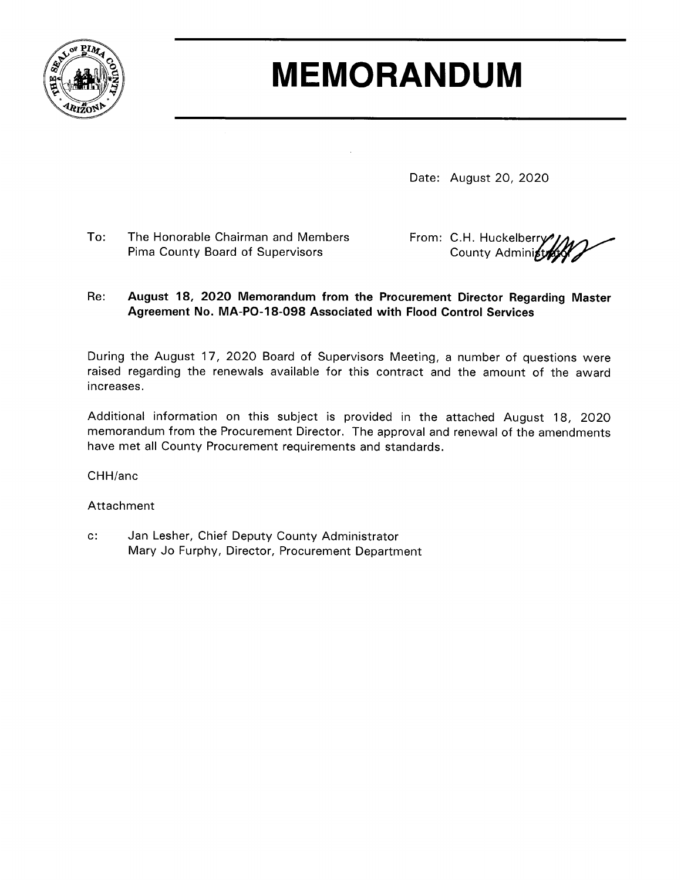# MEMORANDUM

Date: August 20, 2020

To: The Honorable Chairman and Members
Pima County Board of Supervisors

From: C.H. Huckelberry
County Administrator

Re: **August 18, 2020 Memorandum from the Procurement Director Regarding Master Agreement No. MA-PO-18-098 Associated with Flood Control Services**

During the August 17, 2020 Board of Supervisors Meeting, a number of questions were raised regarding the renewals available for this contract and the amount of the award increases.

Additional information on this subject is provided in the attached August 18, 2020 memorandum from the Procurement Director. The approval and renewal of the amendments have met all County Procurement requirements and standards.

CHH/anc

Attachment

c: Jan Lesher, Chief Deputy County Administrator
Mary Jo Furphy, Director, Procurement Department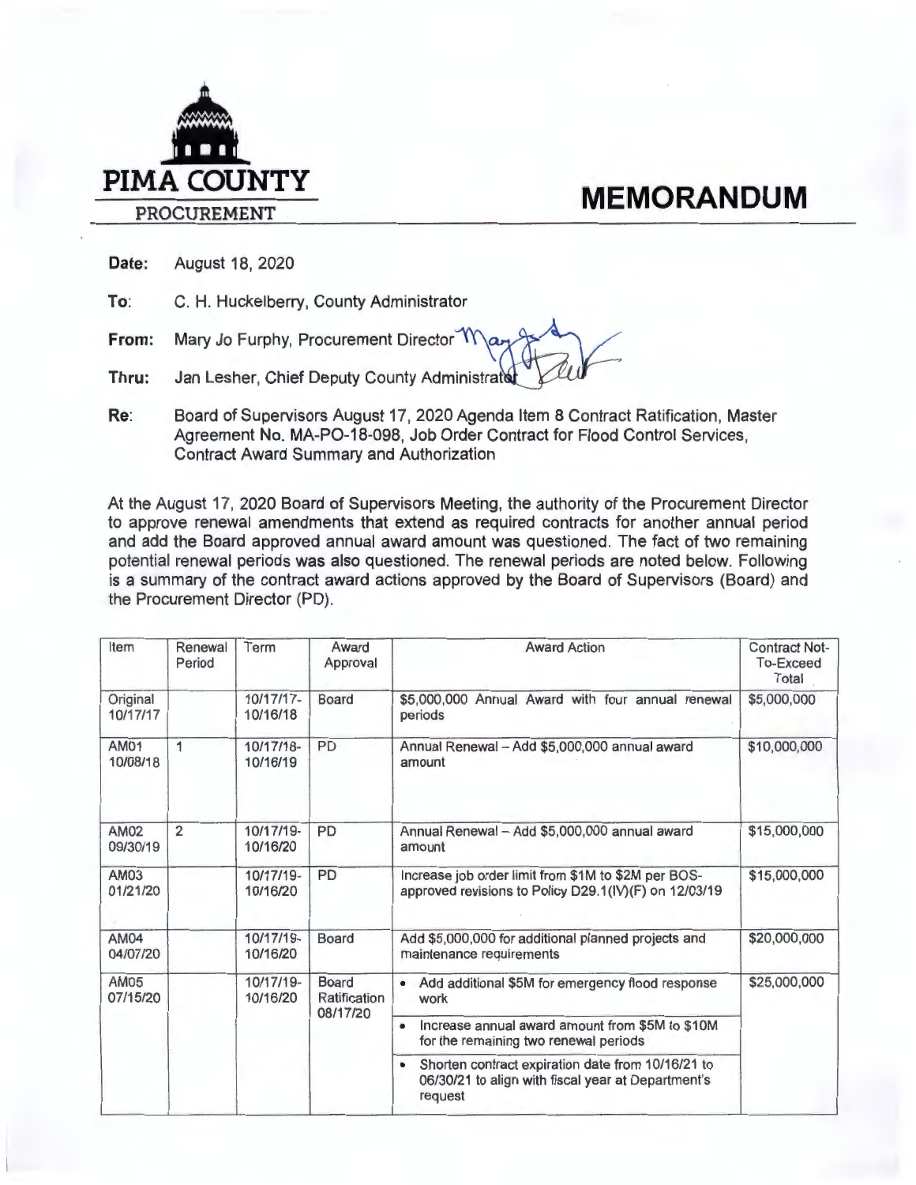**PIMA COUNTY**
PROCUREMENT

# MEMORANDUM

**Date:** August 18, 2020

**To:** C. H. Huckelberry, County Administrator

**From:** Mary Jo Furphy, Procurement Director

**Thru:** Jan Lesher, Chief Deputy County Administrator

**Re:** Board of Supervisors August 17, 2020 Agenda Item 8 Contract Ratification, Master Agreement No. MA-PO-18-098, Job Order Contract for Flood Control Services, Contract Award Summary and Authorization

At the August 17, 2020 Board of Supervisors Meeting, the authority of the Procurement Director to approve renewal amendments that extend as required contracts for another annual period and add the Board approved annual award amount was questioned. The fact of two remaining potential renewal periods was also questioned. The renewal periods are noted below. Following is a summary of the contract award actions approved by the Board of Supervisors (Board) and the Procurement Director (PD).

| Item | Renewal Period | Term | Award Approval | Award Action | Contract Not-To-Exceed Total |
|---|---|---|---|---|---|
| Original 10/17/17 | | 10/17/17-10/16/18 | Board | $5,000,000 Annual Award with four annual renewal periods | $5,000,000 |
| AM01 10/08/18 | 1 | 10/17/18-10/16/19 | PD | Annual Renewal – Add $5,000,000 annual award amount | $10,000,000 |
| AM02 09/30/19 | 2 | 10/17/19-10/16/20 | PD | Annual Renewal – Add $5,000,000 annual award amount | $15,000,000 |
| AM03 01/21/20 | | 10/17/19-10/16/20 | PD | Increase job order limit from $1M to $2M per BOS-approved revisions to Policy D29.1(IV)(F) on 12/03/19 | $15,000,000 |
| AM04 04/07/20 | | 10/17/19-10/16/20 | Board | Add $5,000,000 for additional planned projects and maintenance requirements | $20,000,000 |
| AM05 07/15/20 | | 10/17/19-10/16/20 | Board Ratification 08/17/20 | • Add additional $5M for emergency flood response work<br>• Increase annual award amount from $5M to $10M for the remaining two renewal periods<br>• Shorten contract expiration date from 10/16/21 to 06/30/21 to align with fiscal year at Department's request | $25,000,000 |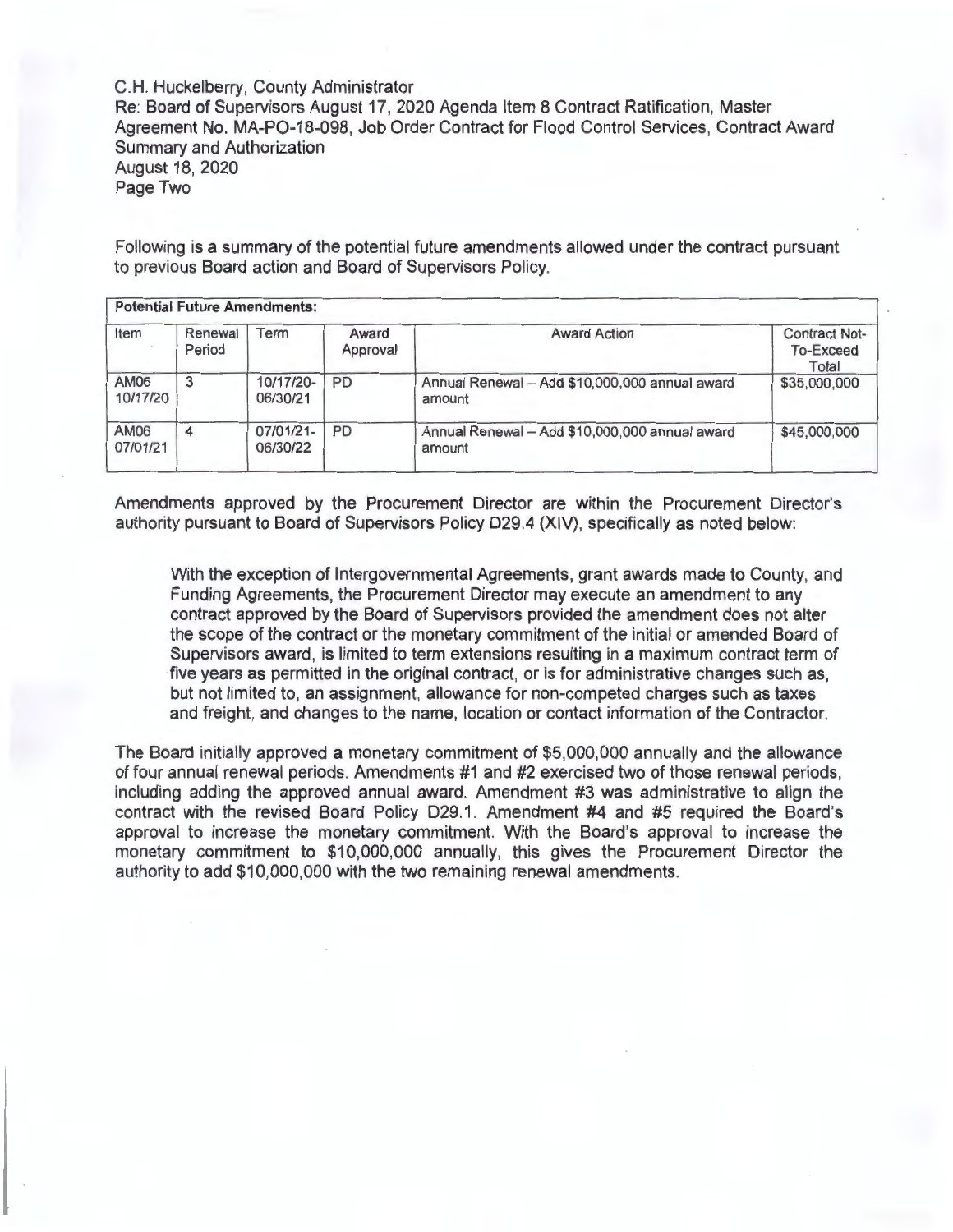C.H. Huckelberry, County Administrator
Re: Board of Supervisors August 17, 2020 Agenda Item 8 Contract Ratification, Master Agreement No. MA-PO-18-098, Job Order Contract for Flood Control Services, Contract Award Summary and Authorization
August 18, 2020
Page Two

Following is a summary of the potential future amendments allowed under the contract pursuant to previous Board action and Board of Supervisors Policy.

| Potential Future Amendments: | | | | | |
|---|---|---|---|---|---|
| Item | Renewal Period | Term | Award Approval | Award Action | Contract Not-To-Exceed Total |
| AM06 10/17/20 | 3 | 10/17/20-06/30/21 | PD | Annual Renewal – Add $10,000,000 annual award amount | $35,000,000 |
| AM06 07/01/21 | 4 | 07/01/21-06/30/22 | PD | Annual Renewal – Add $10,000,000 annual award amount | $45,000,000 |

Amendments approved by the Procurement Director are within the Procurement Director's authority pursuant to Board of Supervisors Policy D29.4 (XIV), specifically as noted below:

> With the exception of Intergovernmental Agreements, grant awards made to County, and Funding Agreements, the Procurement Director may execute an amendment to any contract approved by the Board of Supervisors provided the amendment does not alter the scope of the contract or the monetary commitment of the initial or amended Board of Supervisors award, is limited to term extensions resulting in a maximum contract term of five years as permitted in the original contract, or is for administrative changes such as, but not limited to, an assignment, allowance for non-competed charges such as taxes and freight, and changes to the name, location or contact information of the Contractor.

The Board initially approved a monetary commitment of $5,000,000 annually and the allowance of four annual renewal periods. Amendments #1 and #2 exercised two of those renewal periods, including adding the approved annual award. Amendment #3 was administrative to align the contract with the revised Board Policy D29.1. Amendment #4 and #5 required the Board's approval to increase the monetary commitment. With the Board's approval to increase the monetary commitment to $10,000,000 annually, this gives the Procurement Director the authority to add $10,000,000 with the two remaining renewal amendments.